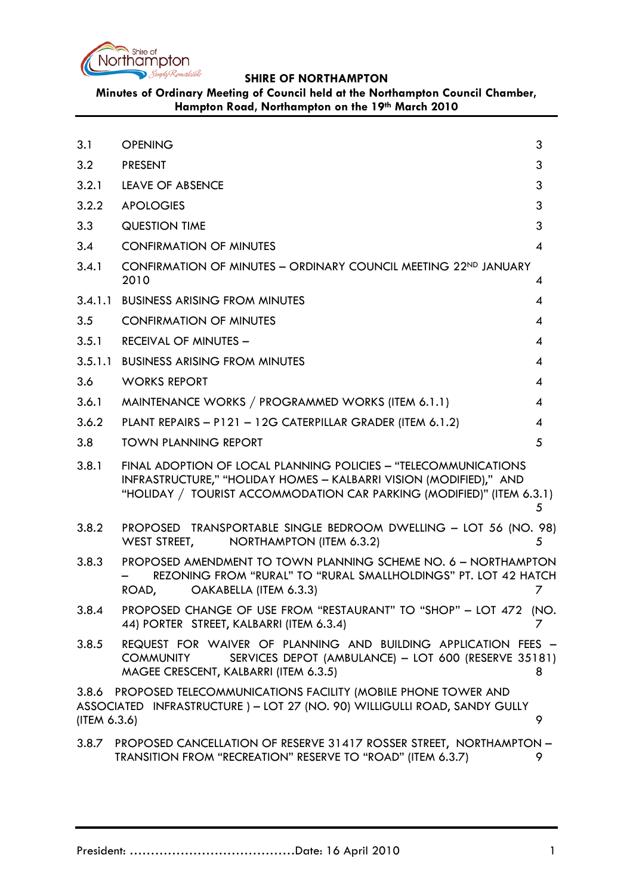**SHIRE OF NORTHAMPTON**

**Minutes of Ordinary Meeting of Council held at the Northampton Council Chamber, Hampton Road, Northampton on the 19th March 2010**

| | | |
|---|---|---|
| 3.1 | OPENING | 3 |
| 3.2 | PRESENT | 3 |
| 3.2.1 | LEAVE OF ABSENCE | 3 |
| 3.2.2 | APOLOGIES | 3 |
| 3.3 | QUESTION TIME | 3 |
| 3.4 | CONFIRMATION OF MINUTES | 4 |
| 3.4.1 | CONFIRMATION OF MINUTES – ORDINARY COUNCIL MEETING 22ND JANUARY 2010 | 4 |
| 3.4.1.1 | BUSINESS ARISING FROM MINUTES | 4 |
| 3.5 | CONFIRMATION OF MINUTES | 4 |
| 3.5.1 | RECEIVAL OF MINUTES – | 4 |
| 3.5.1.1 | BUSINESS ARISING FROM MINUTES | 4 |
| 3.6 | WORKS REPORT | 4 |
| 3.6.1 | MAINTENANCE WORKS / PROGRAMMED WORKS (ITEM 6.1.1) | 4 |
| 3.6.2 | PLANT REPAIRS – P121 – 12G CATERPILLAR GRADER (ITEM 6.1.2) | 4 |
| 3.8 | TOWN PLANNING REPORT | 5 |
| 3.8.1 | FINAL ADOPTION OF LOCAL PLANNING POLICIES – "TELECOMMUNICATIONS INFRASTRUCTURE," "HOLIDAY HOMES – KALBARRI VISION (MODIFIED)," AND "HOLIDAY / TOURIST ACCOMMODATION CAR PARKING (MODIFIED)" (ITEM 6.3.1) | 5 |
| 3.8.2 | PROPOSED TRANSPORTABLE SINGLE BEDROOM DWELLING – LOT 56 (NO. 98) WEST STREET, NORTHAMPTON (ITEM 6.3.2) | 5 |
| 3.8.3 | PROPOSED AMENDMENT TO TOWN PLANNING SCHEME NO. 6 – NORTHAMPTON – REZONING FROM "RURAL" TO "RURAL SMALLHOLDINGS" PT. LOT 42 HATCH ROAD, OAKABELLA (ITEM 6.3.3) | 7 |
| 3.8.4 | PROPOSED CHANGE OF USE FROM "RESTAURANT" TO "SHOP" – LOT 472 (NO. 44) PORTER STREET, KALBARRI (ITEM 6.3.4) | 7 |
| 3.8.5 | REQUEST FOR WAIVER OF PLANNING AND BUILDING APPLICATION FEES – COMMUNITY SERVICES DEPOT (AMBULANCE) – LOT 600 (RESERVE 35181) MAGEE CRESCENT, KALBARRI (ITEM 6.3.5) | 8 |
| 3.8.6 | PROPOSED TELECOMMUNICATIONS FACILITY (MOBILE PHONE TOWER AND ASSOCIATED INFRASTRUCTURE ) – LOT 27 (NO. 90) WILLIGULLI ROAD, SANDY GULLY (ITEM 6.3.6) | 9 |
| 3.8.7 | PROPOSED CANCELLATION OF RESERVE 31417 ROSSER STREET, NORTHAMPTON – TRANSITION FROM "RECREATION" RESERVE TO "ROAD" (ITEM 6.3.7) | 9 |

President: ......................................Date: 16 April 2010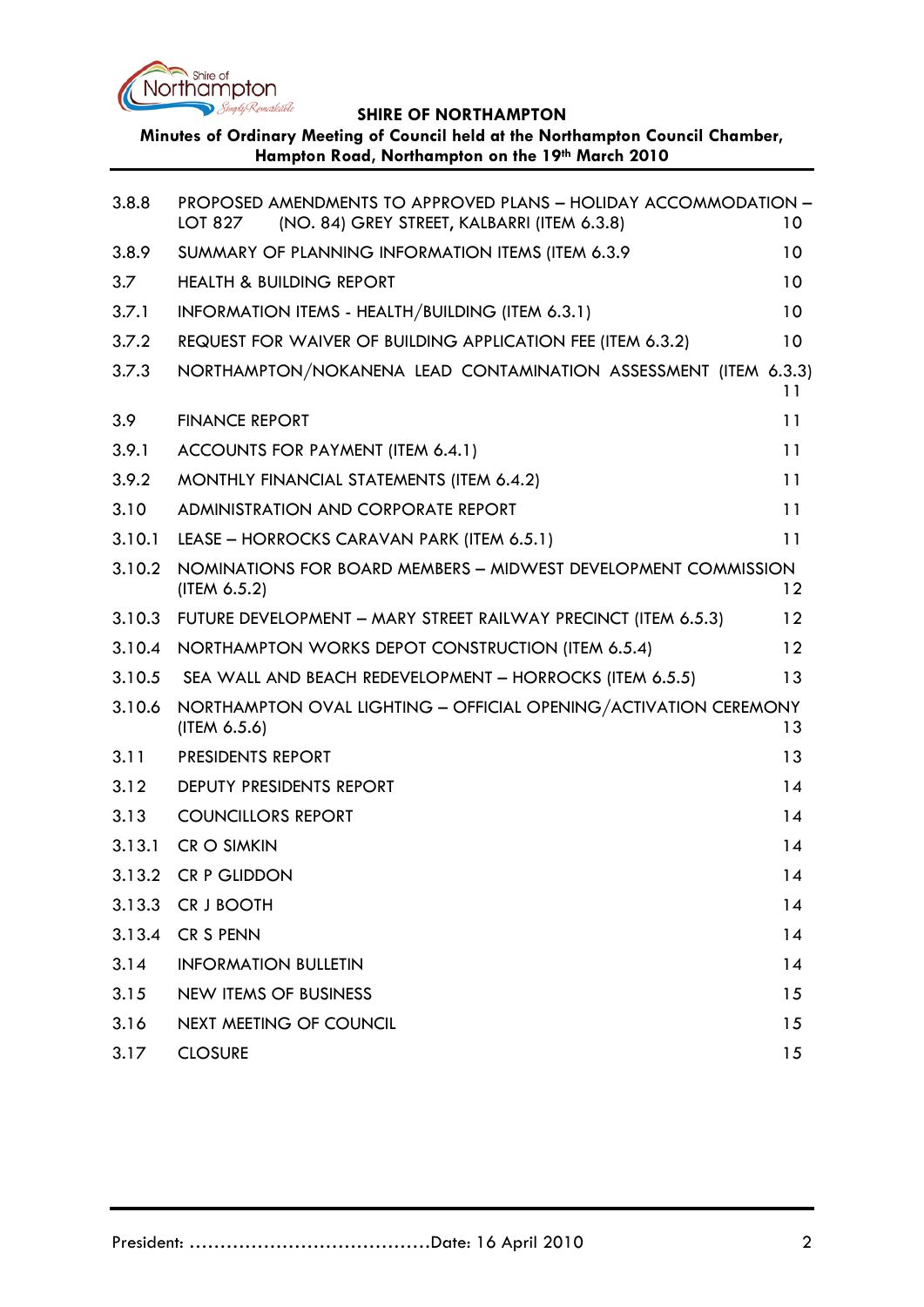| | | |
|---|---|---|
| 3.8.8 | PROPOSED AMENDMENTS TO APPROVED PLANS – HOLIDAY ACCOMMODATION – LOT 827 (NO. 84) GREY STREET, KALBARRI (ITEM 6.3.8) | 10 |
| 3.8.9 | SUMMARY OF PLANNING INFORMATION ITEMS (ITEM 6.3.9 | 10 |
| 3.7 | HEALTH & BUILDING REPORT | 10 |
| 3.7.1 | INFORMATION ITEMS - HEALTH/BUILDING (ITEM 6.3.1) | 10 |
| 3.7.2 | REQUEST FOR WAIVER OF BUILDING APPLICATION FEE (ITEM 6.3.2) | 10 |
| 3.7.3 | NORTHAMPTON/NOKANENA LEAD CONTAMINATION ASSESSMENT (ITEM 6.3.3) | 11 |
| 3.9 | FINANCE REPORT | 11 |
| 3.9.1 | ACCOUNTS FOR PAYMENT (ITEM 6.4.1) | 11 |
| 3.9.2 | MONTHLY FINANCIAL STATEMENTS (ITEM 6.4.2) | 11 |
| 3.10 | ADMINISTRATION AND CORPORATE REPORT | 11 |
| 3.10.1 | LEASE – HORROCKS CARAVAN PARK (ITEM 6.5.1) | 11 |
| 3.10.2 | NOMINATIONS FOR BOARD MEMBERS – MIDWEST DEVELOPMENT COMMISSION (ITEM 6.5.2) | 12 |
| 3.10.3 | FUTURE DEVELOPMENT – MARY STREET RAILWAY PRECINCT (ITEM 6.5.3) | 12 |
| 3.10.4 | NORTHAMPTON WORKS DEPOT CONSTRUCTION (ITEM 6.5.4) | 12 |
| 3.10.5 | SEA WALL AND BEACH REDEVELOPMENT – HORROCKS (ITEM 6.5.5) | 13 |
| 3.10.6 | NORTHAMPTON OVAL LIGHTING – OFFICIAL OPENING/ACTIVATION CEREMONY (ITEM 6.5.6) | 13 |
| 3.11 | PRESIDENTS REPORT | 13 |
| 3.12 | DEPUTY PRESIDENTS REPORT | 14 |
| 3.13 | COUNCILLORS REPORT | 14 |
| 3.13.1 | CR O SIMKIN | 14 |
| 3.13.2 | CR P GLIDDON | 14 |
| 3.13.3 | CR J BOOTH | 14 |
| 3.13.4 | CR S PENN | 14 |
| 3.14 | INFORMATION BULLETIN | 14 |
| 3.15 | NEW ITEMS OF BUSINESS | 15 |
| 3.16 | NEXT MEETING OF COUNCIL | 15 |
| 3.17 | CLOSURE | 15 |

President: ......................................Date: 16 April 2010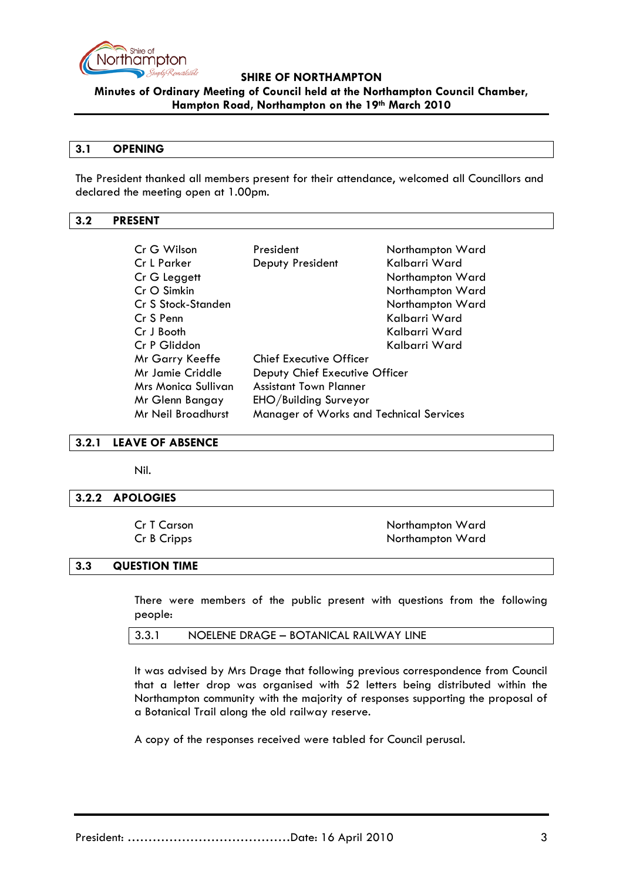**SHIRE OF NORTHAMPTON**

**Minutes of Ordinary Meeting of Council held at the Northampton Council Chamber, Hampton Road, Northampton on the 19th March 2010**

## 3.1 OPENING

The President thanked all members present for their attendance, welcomed all Councillors and declared the meeting open at 1.00pm.

## 3.2 PRESENT

| | | |
|---|---|---|
| Cr G Wilson | President | Northampton Ward |
| Cr L Parker | Deputy President | Kalbarri Ward |
| Cr G Leggett | | Northampton Ward |
| Cr O Simkin | | Northampton Ward |
| Cr S Stock-Standen | | Northampton Ward |
| Cr S Penn | | Kalbarri Ward |
| Cr J Booth | | Kalbarri Ward |
| Cr P Gliddon | | Kalbarri Ward |
| Mr Garry Keeffe | Chief Executive Officer | |
| Mr Jamie Criddle | Deputy Chief Executive Officer | |
| Mrs Monica Sullivan | Assistant Town Planner | |
| Mr Glenn Bangay | EHO/Building Surveyor | |
| Mr Neil Broadhurst | Manager of Works and Technical Services | |

## 3.2.1 LEAVE OF ABSENCE

Nil.

## 3.2.2 APOLOGIES

| | |
|---|---|
| Cr T Carson | Northampton Ward |
| Cr B Cripps | Northampton Ward |

## 3.3 QUESTION TIME

There were members of the public present with questions from the following people:

### 3.3.1 NOELENE DRAGE – BOTANICAL RAILWAY LINE

It was advised by Mrs Drage that following previous correspondence from Council that a letter drop was organised with 52 letters being distributed within the Northampton community with the majority of responses supporting the proposal of a Botanical Trail along the old railway reserve.

A copy of the responses received were tabled for Council perusal.

President: ……………………………………Date: 16 April 2010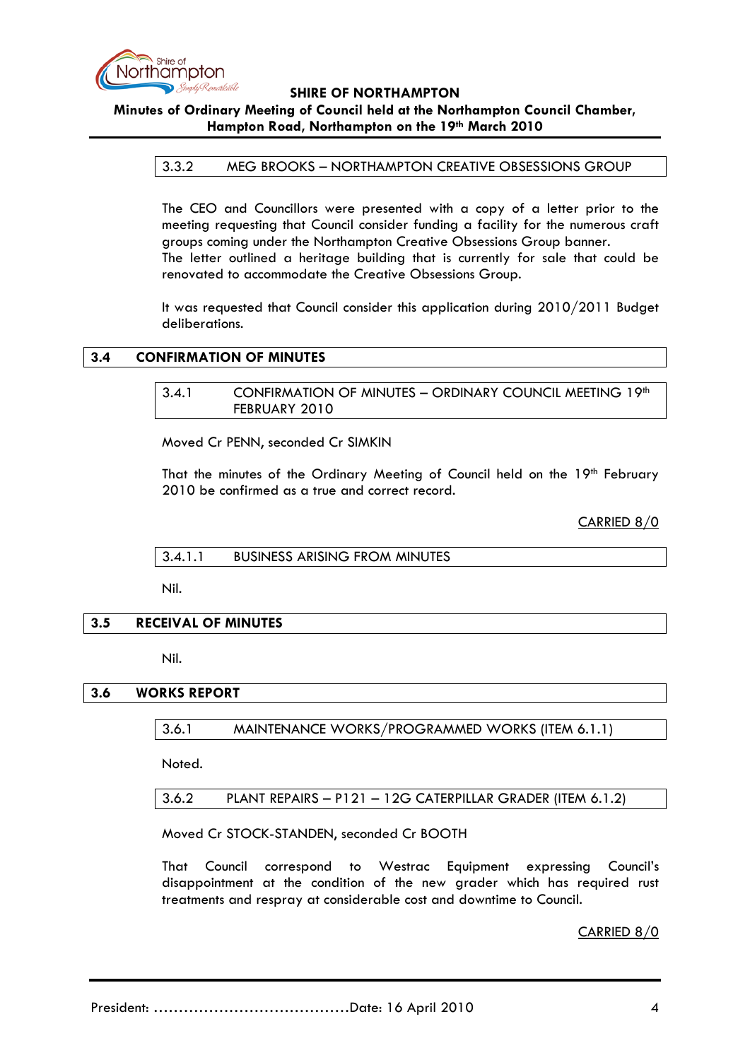### 3.3.2 MEG BROOKS – NORTHAMPTON CREATIVE OBSESSIONS GROUP

The CEO and Councillors were presented with a copy of a letter prior to the meeting requesting that Council consider funding a facility for the numerous craft groups coming under the Northampton Creative Obsessions Group banner.
The letter outlined a heritage building that is currently for sale that could be renovated to accommodate the Creative Obsessions Group.

It was requested that Council consider this application during 2010/2011 Budget deliberations.

## 3.4 CONFIRMATION OF MINUTES

### 3.4.1 CONFIRMATION OF MINUTES – ORDINARY COUNCIL MEETING 19th FEBRUARY 2010

Moved Cr PENN, seconded Cr SIMKIN

That the minutes of the Ordinary Meeting of Council held on the 19th February 2010 be confirmed as a true and correct record.

CARRIED 8/0

#### 3.4.1.1 BUSINESS ARISING FROM MINUTES

Nil.

## 3.5 RECEIVAL OF MINUTES

Nil.

## 3.6 WORKS REPORT

### 3.6.1 MAINTENANCE WORKS/PROGRAMMED WORKS (ITEM 6.1.1)

Noted.

### 3.6.2 PLANT REPAIRS – P121 – 12G CATERPILLAR GRADER (ITEM 6.1.2)

Moved Cr STOCK-STANDEN, seconded Cr BOOTH

That Council correspond to Westrac Equipment expressing Council's disappointment at the condition of the new grader which has required rust treatments and respray at considerable cost and downtime to Council.

CARRIED 8/0

President: ........................................Date: 16 April 2010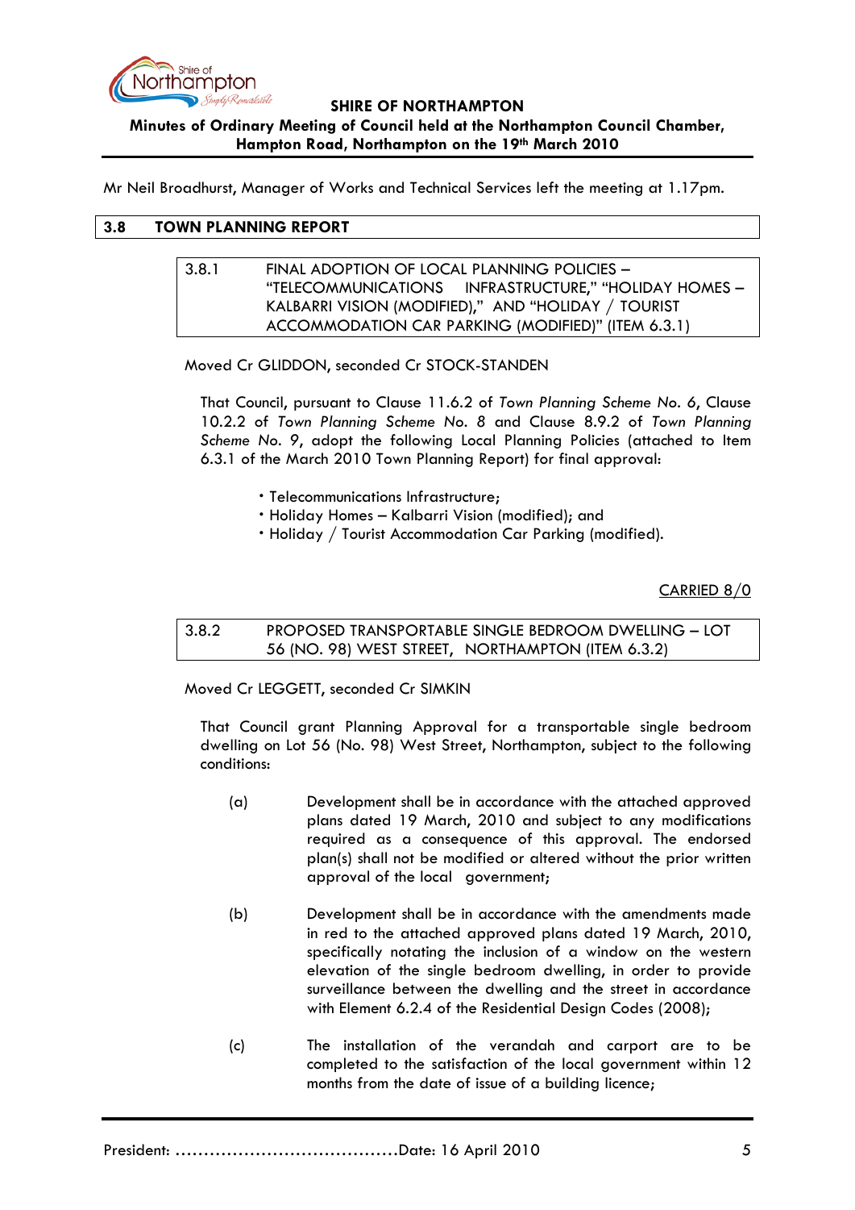Mr Neil Broadhurst, Manager of Works and Technical Services left the meeting at 1.17pm.

## 3.8 TOWN PLANNING REPORT

### 3.8.1 FINAL ADOPTION OF LOCAL PLANNING POLICIES – "TELECOMMUNICATIONS INFRASTRUCTURE," "HOLIDAY HOMES – KALBARRI VISION (MODIFIED)," AND "HOLIDAY / TOURIST ACCOMMODATION CAR PARKING (MODIFIED)" (ITEM 6.3.1)

Moved Cr GLIDDON, seconded Cr STOCK-STANDEN

That Council, pursuant to Clause 11.6.2 of *Town Planning Scheme No. 6*, Clause 10.2.2 of *Town Planning Scheme No. 8* and Clause 8.9.2 of *Town Planning Scheme No. 9*, adopt the following Local Planning Policies (attached to Item 6.3.1 of the March 2010 Town Planning Report) for final approval:

- Telecommunications Infrastructure;
- Holiday Homes – Kalbarri Vision (modified); and
- Holiday / Tourist Accommodation Car Parking (modified).

CARRIED 8/0

### 3.8.2 PROPOSED TRANSPORTABLE SINGLE BEDROOM DWELLING – LOT 56 (NO. 98) WEST STREET, NORTHAMPTON (ITEM 6.3.2)

Moved Cr LEGGETT, seconded Cr SIMKIN

That Council grant Planning Approval for a transportable single bedroom dwelling on Lot 56 (No. 98) West Street, Northampton, subject to the following conditions:

(a) Development shall be in accordance with the attached approved plans dated 19 March, 2010 and subject to any modifications required as a consequence of this approval. The endorsed plan(s) shall not be modified or altered without the prior written approval of the local government;

(b) Development shall be in accordance with the amendments made in red to the attached approved plans dated 19 March, 2010, specifically notating the inclusion of a window on the western elevation of the single bedroom dwelling, in order to provide surveillance between the dwelling and the street in accordance with Element 6.2.4 of the Residential Design Codes (2008);

(c) The installation of the verandah and carport are to be completed to the satisfaction of the local government within 12 months from the date of issue of a building licence;

President: ……………………………………Date: 16 April 2010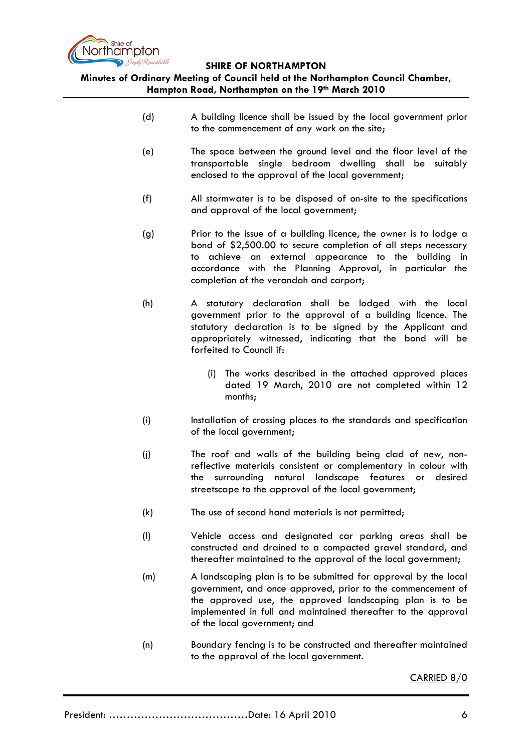(d) A building licence shall be issued by the local government prior to the commencement of any work on the site;

(e) The space between the ground level and the floor level of the transportable single bedroom dwelling shall be suitably enclosed to the approval of the local government;

(f) All stormwater is to be disposed of on-site to the specifications and approval of the local government;

(g) Prior to the issue of a building licence, the owner is to lodge a bond of $2,500.00 to secure completion of all steps necessary to achieve an external appearance to the building in accordance with the Planning Approval, in particular the completion of the verandah and carport;

(h) A statutory declaration shall be lodged with the local government prior to the approval of a building licence. The statutory declaration is to be signed by the Applicant and appropriately witnessed, indicating that the bond will be forfeited to Council if:

  (i) The works described in the attached approved places dated 19 March, 2010 are not completed within 12 months;

(i) Installation of crossing places to the standards and specification of the local government;

(j) The roof and walls of the building being clad of new, non-reflective materials consistent or complementary in colour with the surrounding natural landscape features or desired streetscape to the approval of the local government;

(k) The use of second hand materials is not permitted;

(l) Vehicle access and designated car parking areas shall be constructed and drained to a compacted gravel standard, and thereafter maintained to the approval of the local government;

(m) A landscaping plan is to be submitted for approval by the local government, and once approved, prior to the commencement of the approved use, the approved landscaping plan is to be implemented in full and maintained thereafter to the approval of the local government; and

(n) Boundary fencing is to be constructed and thereafter maintained to the approval of the local government.

<u>CARRIED 8/0</u>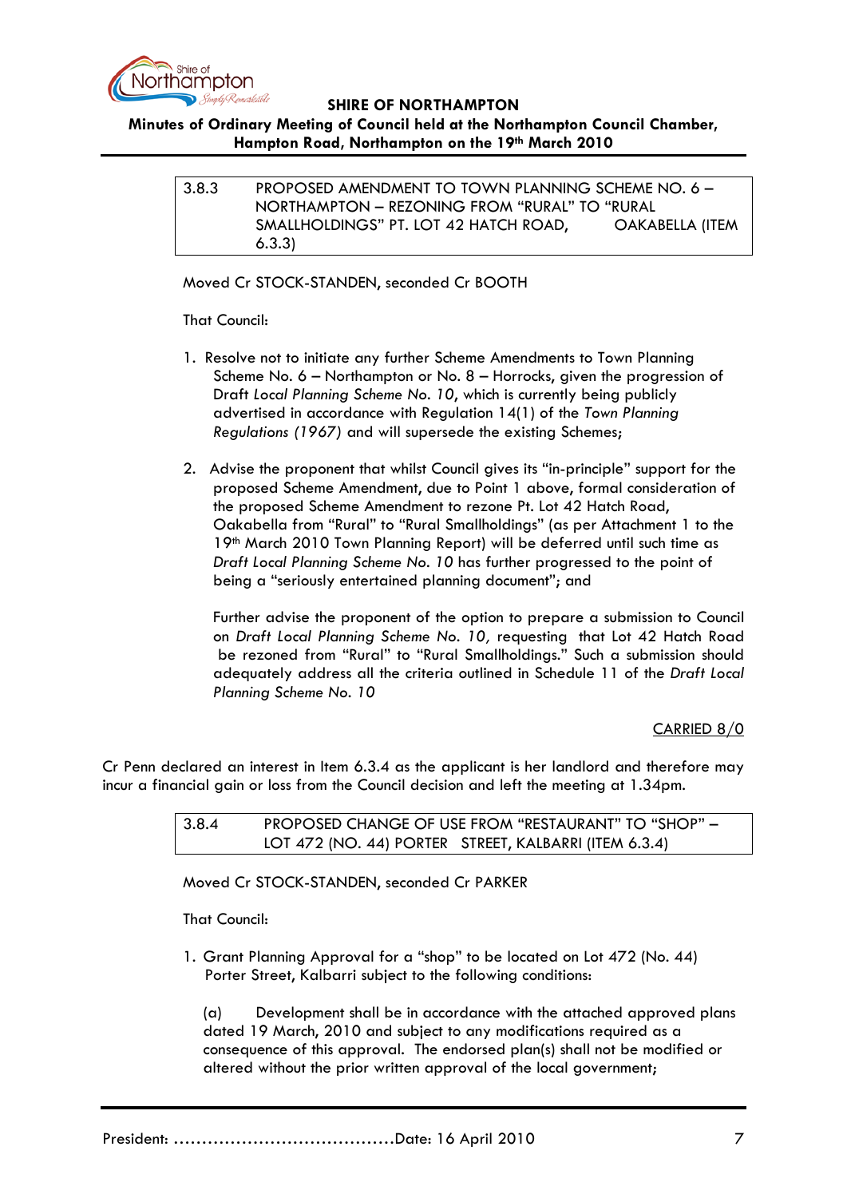### 3.8.3 PROPOSED AMENDMENT TO TOWN PLANNING SCHEME NO. 6 – NORTHAMPTON – REZONING FROM "RURAL" TO "RURAL SMALLHOLDINGS" PT. LOT 42 HATCH ROAD, OAKABELLA (ITEM 6.3.3)

Moved Cr STOCK-STANDEN, seconded Cr BOOTH

That Council:

1. Resolve not to initiate any further Scheme Amendments to Town Planning Scheme No. 6 – Northampton or No. 8 – Horrocks, given the progression of Draft *Local Planning Scheme No. 10*, which is currently being publicly advertised in accordance with Regulation 14(1) of the *Town Planning Regulations (1967)* and will supersede the existing Schemes;

2. Advise the proponent that whilst Council gives its "in-principle" support for the proposed Scheme Amendment, due to Point 1 above, formal consideration of the proposed Scheme Amendment to rezone Pt. Lot 42 Hatch Road, Oakabella from "Rural" to "Rural Smallholdings" (as per Attachment 1 to the 19th March 2010 Town Planning Report) will be deferred until such time as *Draft Local Planning Scheme No. 10* has further progressed to the point of being a "seriously entertained planning document"; and

   Further advise the proponent of the option to prepare a submission to Council on *Draft Local Planning Scheme No. 10,* requesting that Lot 42 Hatch Road be rezoned from "Rural" to "Rural Smallholdings." Such a submission should adequately address all the criteria outlined in Schedule 11 of the *Draft Local Planning Scheme No. 10*

<u>CARRIED 8/0</u>

Cr Penn declared an interest in Item 6.3.4 as the applicant is her landlord and therefore may incur a financial gain or loss from the Council decision and left the meeting at 1.34pm.

### 3.8.4 PROPOSED CHANGE OF USE FROM "RESTAURANT" TO "SHOP" – LOT 472 (NO. 44) PORTER STREET, KALBARRI (ITEM 6.3.4)

Moved Cr STOCK-STANDEN, seconded Cr PARKER

That Council:

1. Grant Planning Approval for a "shop" to be located on Lot 472 (No. 44) Porter Street, Kalbarri subject to the following conditions:

   (a) Development shall be in accordance with the attached approved plans dated 19 March, 2010 and subject to any modifications required as a consequence of this approval. The endorsed plan(s) shall not be modified or altered without the prior written approval of the local government;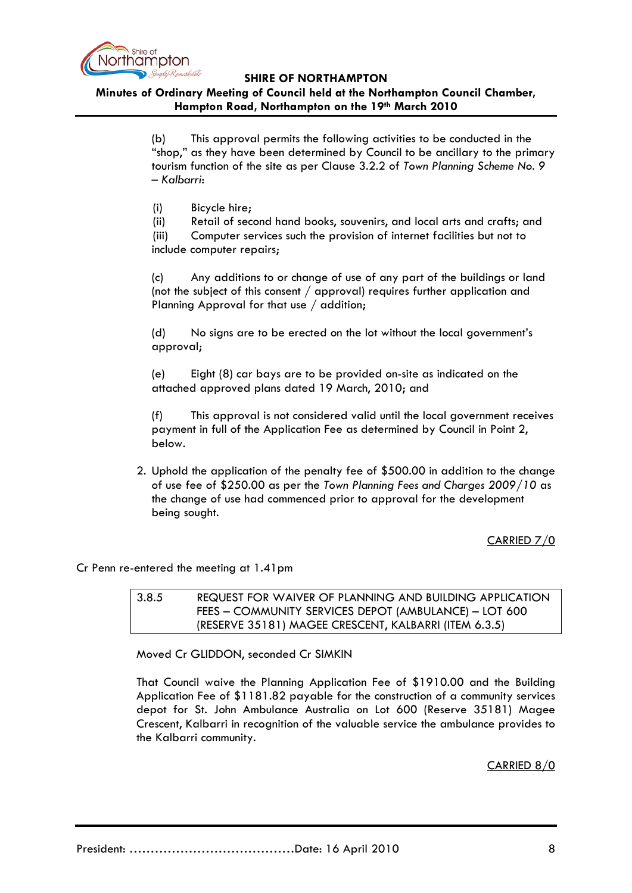(b) This approval permits the following activities to be conducted in the "shop," as they have been determined by Council to be ancillary to the primary tourism function of the site as per Clause 3.2.2 of *Town Planning Scheme No. 9 – Kalbarri*:

(i) Bicycle hire;
(ii) Retail of second hand books, souvenirs, and local arts and crafts; and
(iii) Computer services such the provision of internet facilities but not to include computer repairs;

(c) Any additions to or change of use of any part of the buildings or land (not the subject of this consent / approval) requires further application and Planning Approval for that use / addition;

(d) No signs are to be erected on the lot without the local government's approval;

(e) Eight (8) car bays are to be provided on-site as indicated on the attached approved plans dated 19 March, 2010; and

(f) This approval is not considered valid until the local government receives payment in full of the Application Fee as determined by Council in Point 2, below.

2. Uphold the application of the penalty fee of $500.00 in addition to the change of use fee of $250.00 as per the *Town Planning Fees and Charges 2009/10* as the change of use had commenced prior to approval for the development being sought.

<u>CARRIED 7/0</u>

Cr Penn re-entered the meeting at 1.41pm

| 3.8.5 | REQUEST FOR WAIVER OF PLANNING AND BUILDING APPLICATION FEES – COMMUNITY SERVICES DEPOT (AMBULANCE) – LOT 600 (RESERVE 35181) MAGEE CRESCENT, KALBARRI (ITEM 6.3.5) |
|---|---|

Moved Cr GLIDDON, seconded Cr SIMKIN

That Council waive the Planning Application Fee of $1910.00 and the Building Application Fee of $1181.82 payable for the construction of a community services depot for St. John Ambulance Australia on Lot 600 (Reserve 35181) Magee Crescent, Kalbarri in recognition of the valuable service the ambulance provides to the Kalbarri community.

<u>CARRIED 8/0</u>

President: ………………………………….Date: 16 April 2010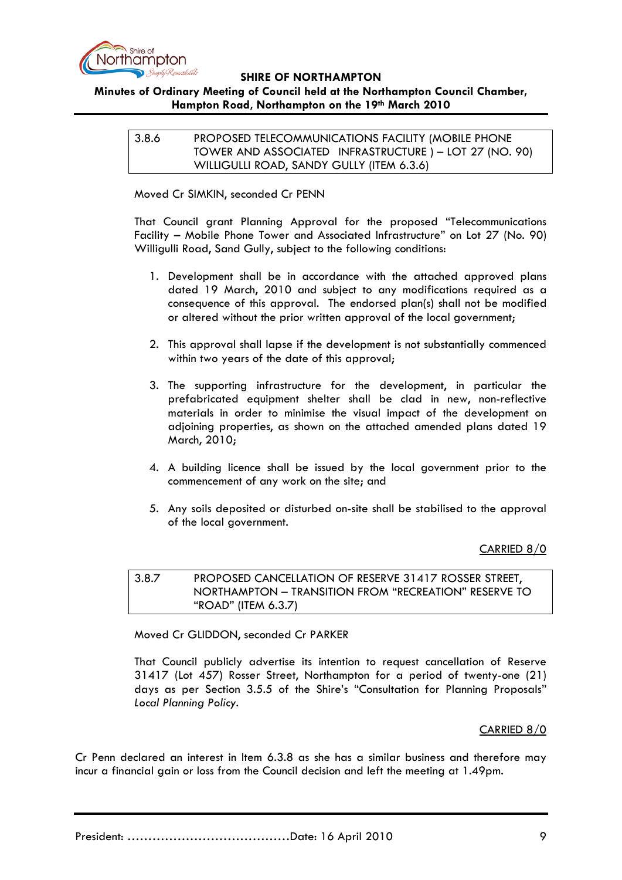### 3.8.6 PROPOSED TELECOMMUNICATIONS FACILITY (MOBILE PHONE TOWER AND ASSOCIATED INFRASTRUCTURE ) – LOT 27 (NO. 90) WILLIGULLI ROAD, SANDY GULLY (ITEM 6.3.6)

Moved Cr SIMKIN, seconded Cr PENN

That Council grant Planning Approval for the proposed "Telecommunications Facility – Mobile Phone Tower and Associated Infrastructure" on Lot 27 (No. 90) Willigulli Road, Sand Gully, subject to the following conditions:

1. Development shall be in accordance with the attached approved plans dated 19 March, 2010 and subject to any modifications required as a consequence of this approval. The endorsed plan(s) shall not be modified or altered without the prior written approval of the local government;

2. This approval shall lapse if the development is not substantially commenced within two years of the date of this approval;

3. The supporting infrastructure for the development, in particular the prefabricated equipment shelter shall be clad in new, non-reflective materials in order to minimise the visual impact of the development on adjoining properties, as shown on the attached amended plans dated 19 March, 2010;

4. A building licence shall be issued by the local government prior to the commencement of any work on the site; and

5. Any soils deposited or disturbed on-site shall be stabilised to the approval of the local government.

CARRIED 8/0

### 3.8.7 PROPOSED CANCELLATION OF RESERVE 31417 ROSSER STREET, NORTHAMPTON – TRANSITION FROM "RECREATION" RESERVE TO "ROAD" (ITEM 6.3.7)

Moved Cr GLIDDON, seconded Cr PARKER

That Council publicly advertise its intention to request cancellation of Reserve 31417 (Lot 457) Rosser Street, Northampton for a period of twenty-one (21) days as per Section 3.5.5 of the Shire's "Consultation for Planning Proposals" *Local Planning Policy*.

CARRIED 8/0

Cr Penn declared an interest in Item 6.3.8 as she has a similar business and therefore may incur a financial gain or loss from the Council decision and left the meeting at 1.49pm.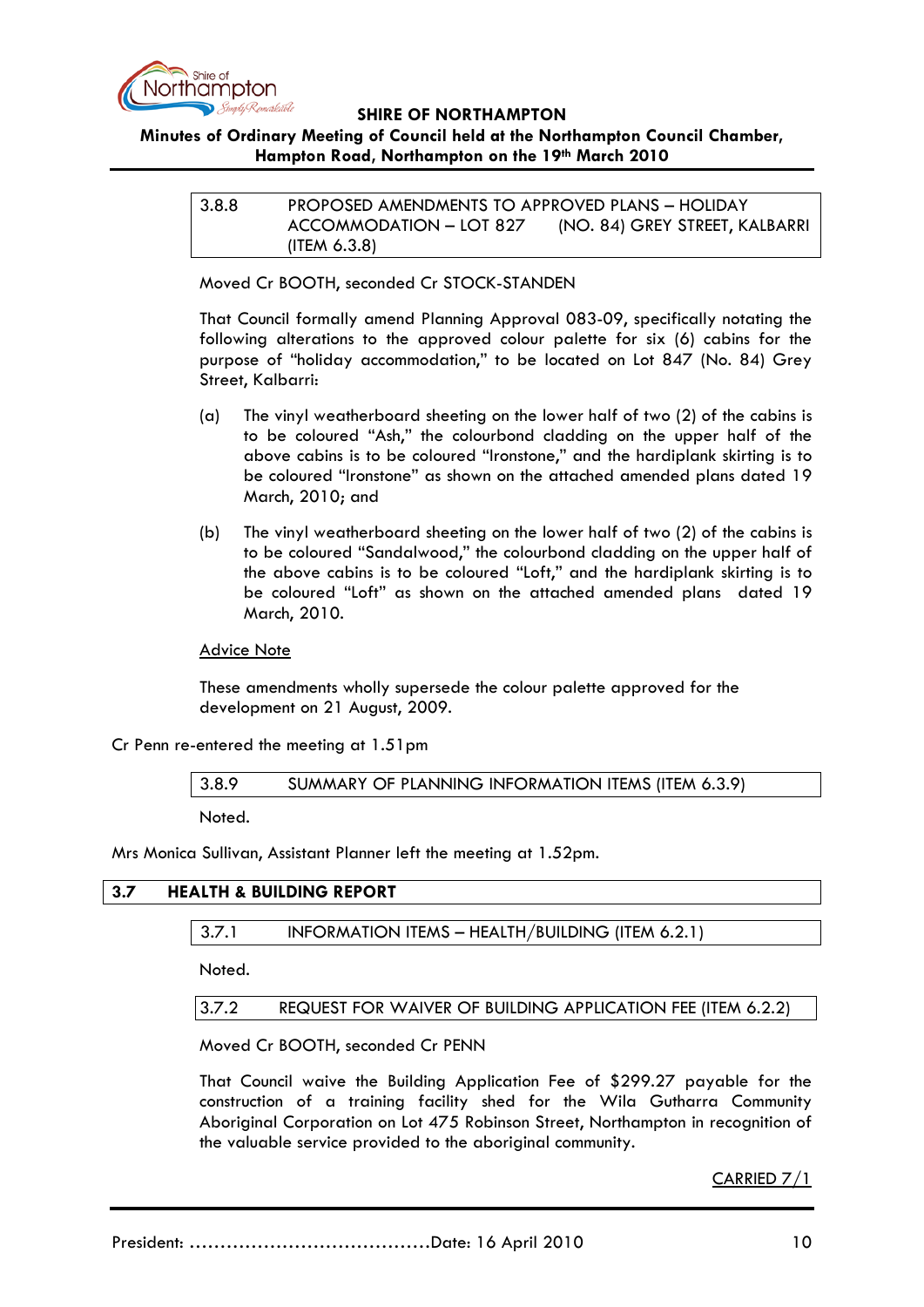### 3.8.8 PROPOSED AMENDMENTS TO APPROVED PLANS – HOLIDAY ACCOMMODATION – LOT 827 (NO. 84) GREY STREET, KALBARRI (ITEM 6.3.8)

Moved Cr BOOTH, seconded Cr STOCK-STANDEN

That Council formally amend Planning Approval 083-09, specifically notating the following alterations to the approved colour palette for six (6) cabins for the purpose of "holiday accommodation," to be located on Lot 847 (No. 84) Grey Street, Kalbarri:

(a) The vinyl weatherboard sheeting on the lower half of two (2) of the cabins is to be coloured "Ash," the colourbond cladding on the upper half of the above cabins is to be coloured "Ironstone," and the hardiplank skirting is to be coloured "Ironstone" as shown on the attached amended plans dated 19 March, 2010; and

(b) The vinyl weatherboard sheeting on the lower half of two (2) of the cabins is to be coloured "Sandalwood," the colourbond cladding on the upper half of the above cabins is to be coloured "Loft," and the hardiplank skirting is to be coloured "Loft" as shown on the attached amended plans dated 19 March, 2010.

Advice Note

These amendments wholly supersede the colour palette approved for the development on 21 August, 2009.

Cr Penn re-entered the meeting at 1.51pm

### 3.8.9 SUMMARY OF PLANNING INFORMATION ITEMS (ITEM 6.3.9)

Noted.

Mrs Monica Sullivan, Assistant Planner left the meeting at 1.52pm.

## 3.7 HEALTH & BUILDING REPORT

### 3.7.1 INFORMATION ITEMS – HEALTH/BUILDING (ITEM 6.2.1)

Noted.

### 3.7.2 REQUEST FOR WAIVER OF BUILDING APPLICATION FEE (ITEM 6.2.2)

Moved Cr BOOTH, seconded Cr PENN

That Council waive the Building Application Fee of $299.27 payable for the construction of a training facility shed for the Wila Gutharra Community Aboriginal Corporation on Lot 475 Robinson Street, Northampton in recognition of the valuable service provided to the aboriginal community.

CARRIED 7/1

President: …………………………………Date: 16 April 2010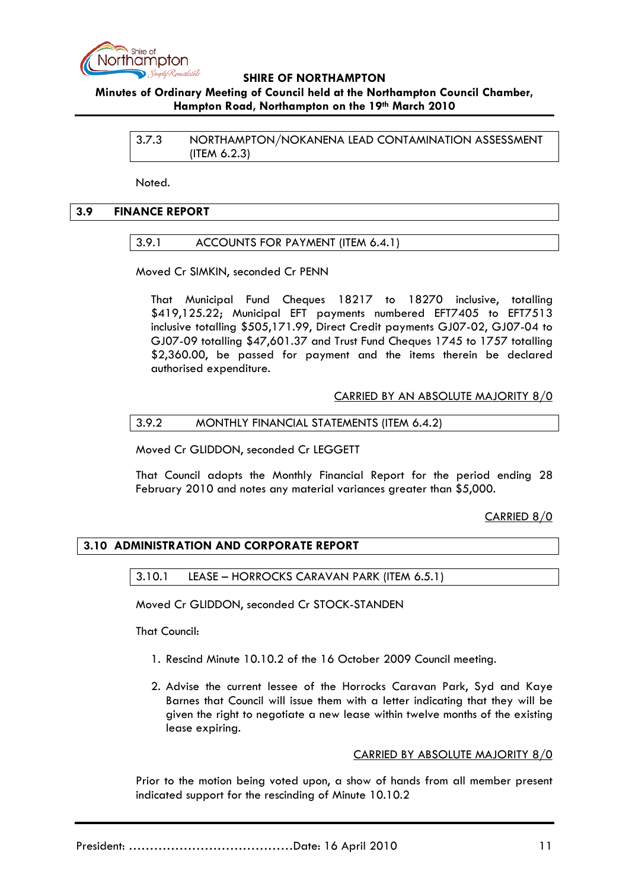### 3.7.3 NORTHAMPTON/NOKANENA LEAD CONTAMINATION ASSESSMENT (ITEM 6.2.3)

Noted.

## 3.9 FINANCE REPORT

### 3.9.1 ACCOUNTS FOR PAYMENT (ITEM 6.4.1)

Moved Cr SIMKIN, seconded Cr PENN

That Municipal Fund Cheques 18217 to 18270 inclusive, totalling $419,125.22; Municipal EFT payments numbered EFT7405 to EFT7513 inclusive totalling $505,171.99, Direct Credit payments GJ07-02, GJ07-04 to GJ07-09 totalling $47,601.37 and Trust Fund Cheques 1745 to 1757 totalling $2,360.00, be passed for payment and the items therein be declared authorised expenditure.

<u>CARRIED BY AN ABSOLUTE MAJORITY 8/0</u>

### 3.9.2 MONTHLY FINANCIAL STATEMENTS (ITEM 6.4.2)

Moved Cr GLIDDON, seconded Cr LEGGETT

That Council adopts the Monthly Financial Report for the period ending 28 February 2010 and notes any material variances greater than $5,000.

<u>CARRIED 8/0</u>

## 3.10 ADMINISTRATION AND CORPORATE REPORT

### 3.10.1 LEASE – HORROCKS CARAVAN PARK (ITEM 6.5.1)

Moved Cr GLIDDON, seconded Cr STOCK-STANDEN

That Council:

1. Rescind Minute 10.10.2 of the 16 October 2009 Council meeting.

2. Advise the current lessee of the Horrocks Caravan Park, Syd and Kaye Barnes that Council will issue them with a letter indicating that they will be given the right to negotiate a new lease within twelve months of the existing lease expiring.

<u>CARRIED BY ABSOLUTE MAJORITY 8/0</u>

Prior to the motion being voted upon, a show of hands from all member present indicated support for the rescinding of Minute 10.10.2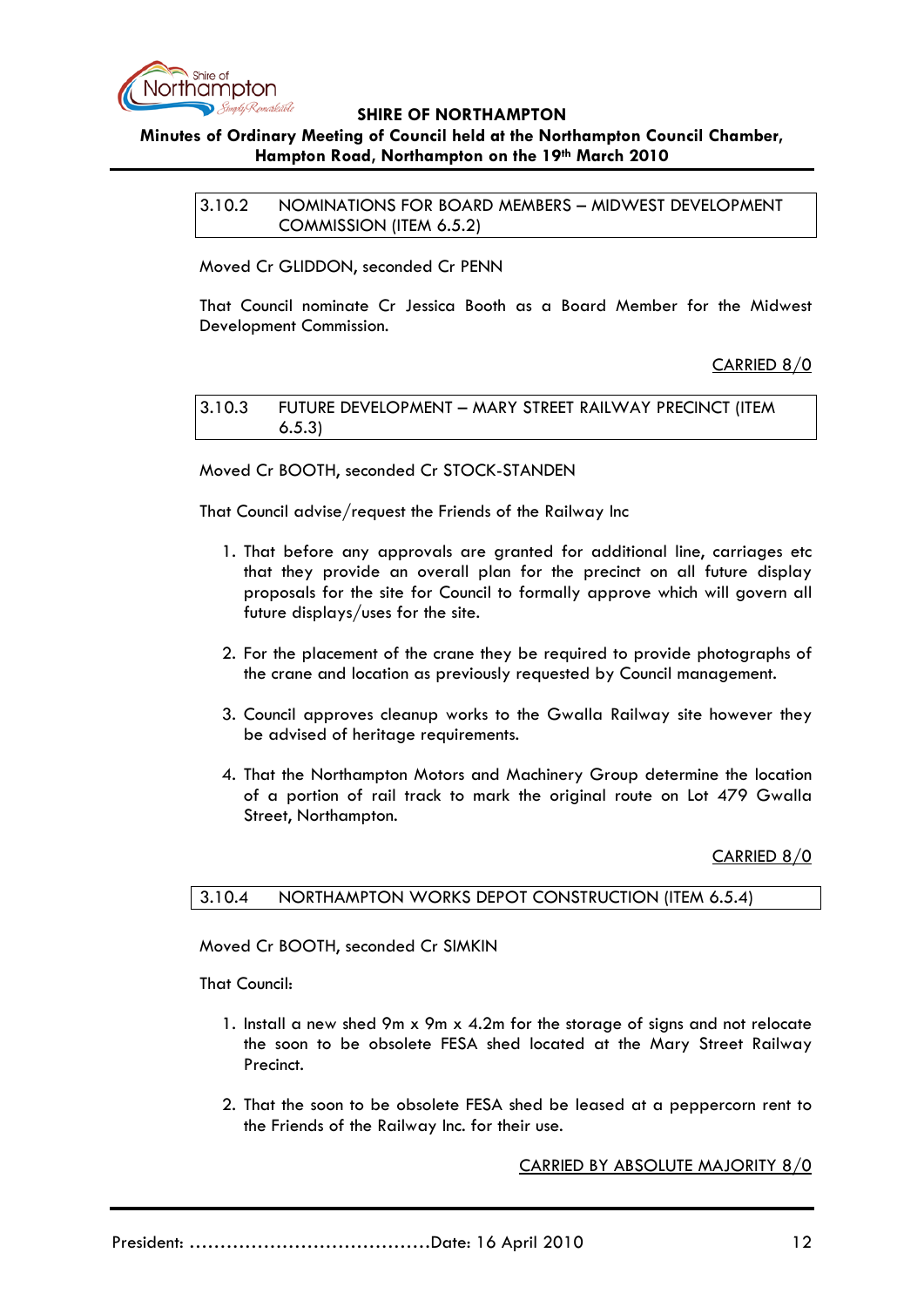### 3.10.2 NOMINATIONS FOR BOARD MEMBERS – MIDWEST DEVELOPMENT COMMISSION (ITEM 6.5.2)

Moved Cr GLIDDON, seconded Cr PENN

That Council nominate Cr Jessica Booth as a Board Member for the Midwest Development Commission.

CARRIED 8/0

### 3.10.3 FUTURE DEVELOPMENT – MARY STREET RAILWAY PRECINCT (ITEM 6.5.3)

Moved Cr BOOTH, seconded Cr STOCK-STANDEN

That Council advise/request the Friends of the Railway Inc

1. That before any approvals are granted for additional line, carriages etc that they provide an overall plan for the precinct on all future display proposals for the site for Council to formally approve which will govern all future displays/uses for the site.

2. For the placement of the crane they be required to provide photographs of the crane and location as previously requested by Council management.

3. Council approves cleanup works to the Gwalla Railway site however they be advised of heritage requirements.

4. That the Northampton Motors and Machinery Group determine the location of a portion of rail track to mark the original route on Lot 479 Gwalla Street, Northampton.

CARRIED 8/0

### 3.10.4 NORTHAMPTON WORKS DEPOT CONSTRUCTION (ITEM 6.5.4)

Moved Cr BOOTH, seconded Cr SIMKIN

That Council:

1. Install a new shed 9m x 9m x 4.2m for the storage of signs and not relocate the soon to be obsolete FESA shed located at the Mary Street Railway Precinct.

2. That the soon to be obsolete FESA shed be leased at a peppercorn rent to the Friends of the Railway Inc. for their use.

CARRIED BY ABSOLUTE MAJORITY 8/0

President: …………………………………Date: 16 April 2010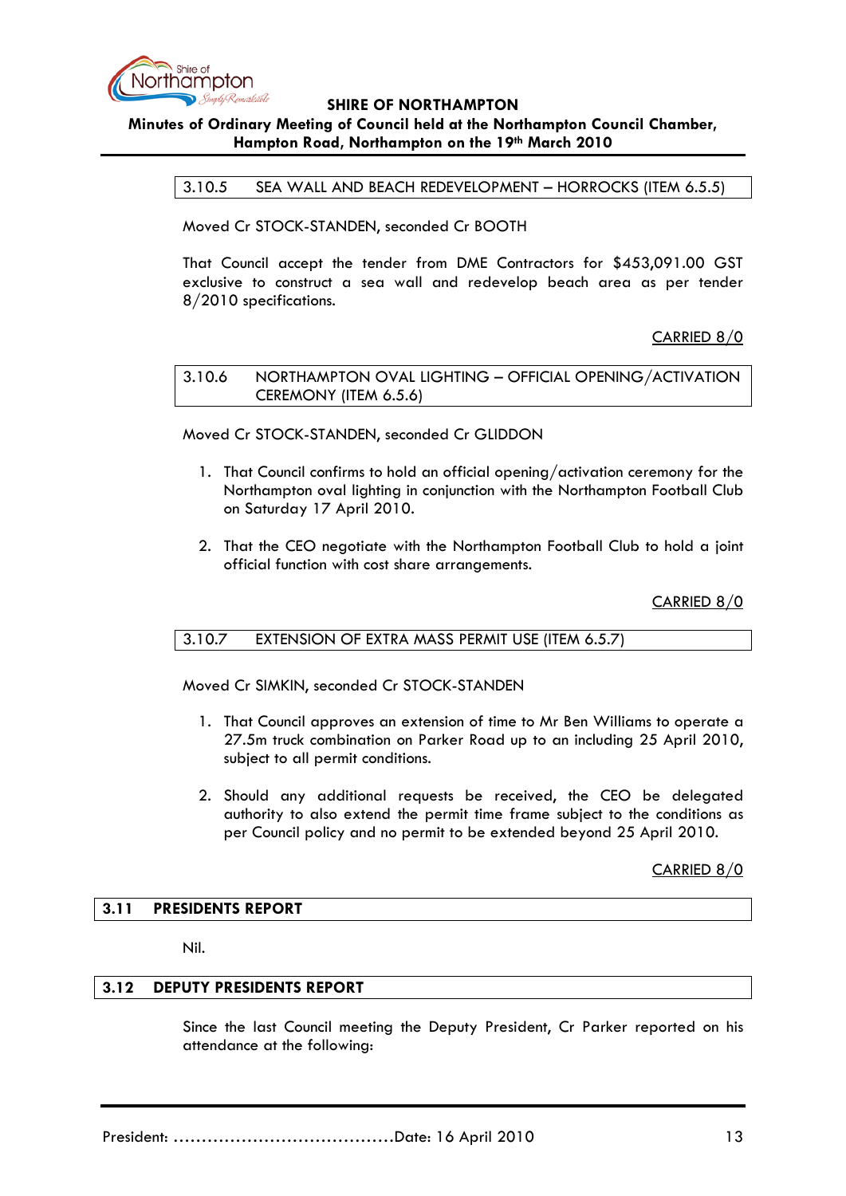### 3.10.5 SEA WALL AND BEACH REDEVELOPMENT – HORROCKS (ITEM 6.5.5)

Moved Cr STOCK-STANDEN, seconded Cr BOOTH

That Council accept the tender from DME Contractors for $453,091.00 GST exclusive to construct a sea wall and redevelop beach area as per tender 8/2010 specifications.

CARRIED 8/0

### 3.10.6 NORTHAMPTON OVAL LIGHTING – OFFICIAL OPENING/ACTIVATION CEREMONY (ITEM 6.5.6)

Moved Cr STOCK-STANDEN, seconded Cr GLIDDON

1. That Council confirms to hold an official opening/activation ceremony for the Northampton oval lighting in conjunction with the Northampton Football Club on Saturday 17 April 2010.

2. That the CEO negotiate with the Northampton Football Club to hold a joint official function with cost share arrangements.

CARRIED 8/0

### 3.10.7 EXTENSION OF EXTRA MASS PERMIT USE (ITEM 6.5.7)

Moved Cr SIMKIN, seconded Cr STOCK-STANDEN

1. That Council approves an extension of time to Mr Ben Williams to operate a 27.5m truck combination on Parker Road up to an including 25 April 2010, subject to all permit conditions.

2. Should any additional requests be received, the CEO be delegated authority to also extend the permit time frame subject to the conditions as per Council policy and no permit to be extended beyond 25 April 2010.

CARRIED 8/0

## 3.11 PRESIDENTS REPORT

Nil.

## 3.12 DEPUTY PRESIDENTS REPORT

Since the last Council meeting the Deputy President, Cr Parker reported on his attendance at the following:

President: ……………………………………Date: 16 April 2010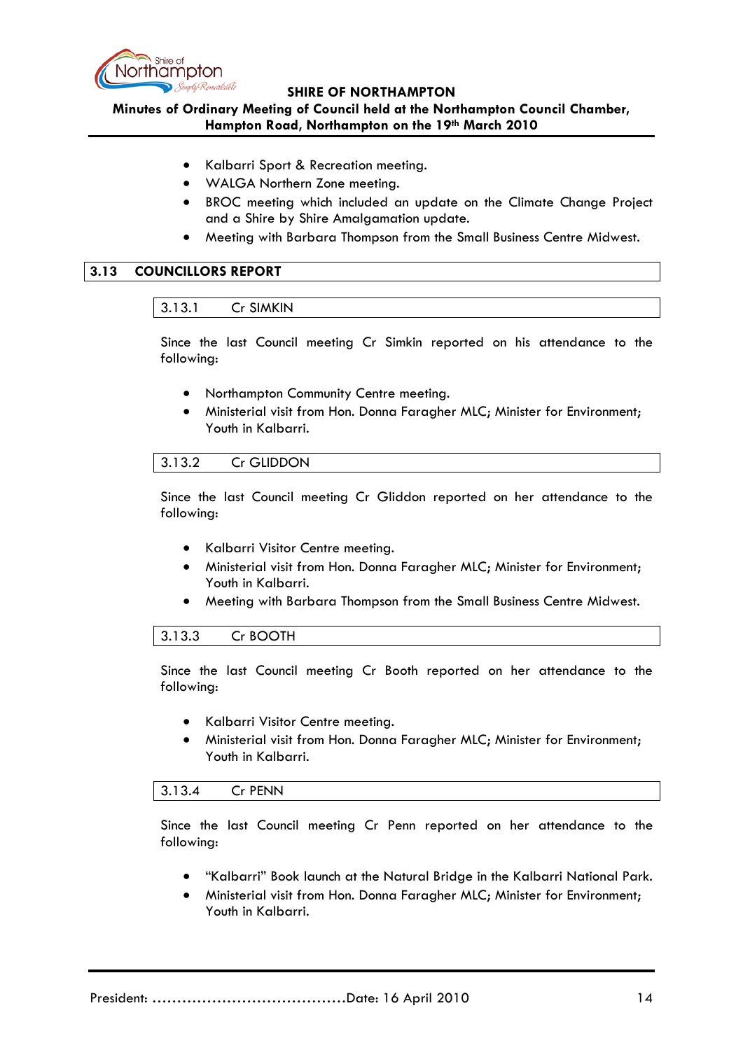- Kalbarri Sport & Recreation meeting.
- WALGA Northern Zone meeting.
- BROC meeting which included an update on the Climate Change Project and a Shire by Shire Amalgamation update.
- Meeting with Barbara Thompson from the Small Business Centre Midwest.

## 3.13 COUNCILLORS REPORT

### 3.13.1 Cr SIMKIN

Since the last Council meeting Cr Simkin reported on his attendance to the following:

- Northampton Community Centre meeting.
- Ministerial visit from Hon. Donna Faragher MLC; Minister for Environment; Youth in Kalbarri.

### 3.13.2 Cr GLIDDON

Since the last Council meeting Cr Gliddon reported on her attendance to the following:

- Kalbarri Visitor Centre meeting.
- Ministerial visit from Hon. Donna Faragher MLC; Minister for Environment; Youth in Kalbarri.
- Meeting with Barbara Thompson from the Small Business Centre Midwest.

### 3.13.3 Cr BOOTH

Since the last Council meeting Cr Booth reported on her attendance to the following:

- Kalbarri Visitor Centre meeting.
- Ministerial visit from Hon. Donna Faragher MLC; Minister for Environment; Youth in Kalbarri.

### 3.13.4 Cr PENN

Since the last Council meeting Cr Penn reported on her attendance to the following:

- "Kalbarri" Book launch at the Natural Bridge in the Kalbarri National Park.
- Ministerial visit from Hon. Donna Faragher MLC; Minister for Environment; Youth in Kalbarri.

President: ......................................Date: 16 April 2010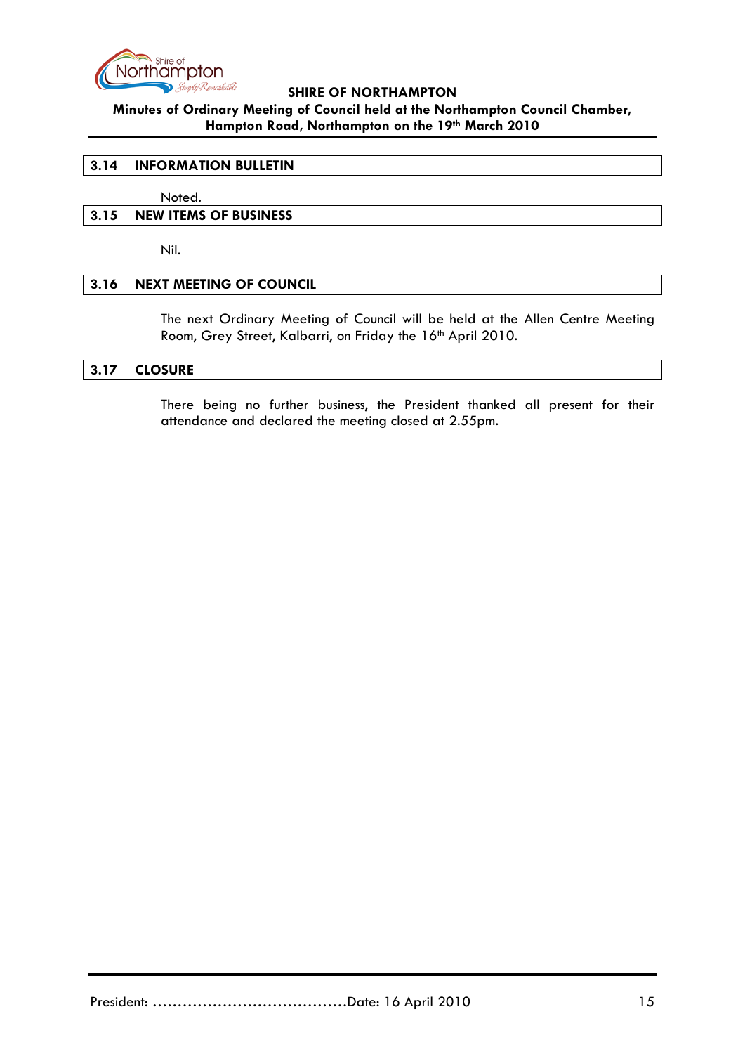## 3.14 INFORMATION BULLETIN

Noted.

## 3.15 NEW ITEMS OF BUSINESS

Nil.

## 3.16 NEXT MEETING OF COUNCIL

The next Ordinary Meeting of Council will be held at the Allen Centre Meeting Room, Grey Street, Kalbarri, on Friday the 16th April 2010.

## 3.17 CLOSURE

There being no further business, the President thanked all present for their attendance and declared the meeting closed at 2.55pm.

President: ……………………………………Date: 16 April 2010